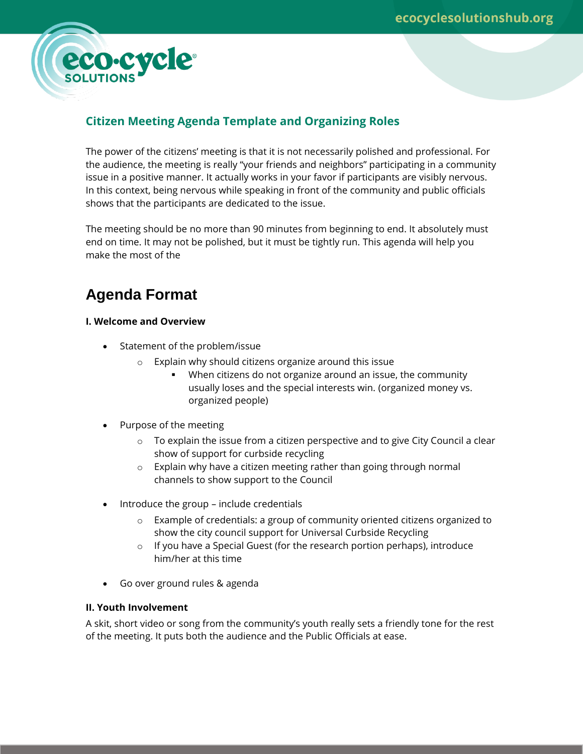# Citizen Meeting Agenda Template and Organizing Roles

The power of the citizens' meeting is that it is not necessarily polished and professional. For the audience, the meeting is really "your friends and neighbors" participating in a community issue in a positive manner. It actually works in your favor if participants are visibly nervous. In this context, being nervous while speaking in front of the community and public officials shows that the participants are dedicated to the issue.

The meeting should be no more than 90 minutes from beginning to end. It absolutely must end on time. It may not be polished, but it must be tightly run. This agenda will help you make the most of the

## Agenda Format

**I. Welcome and Overview**

- Statement of the problem/issue
  - Explain why should citizens organize around this issue
    - When citizens do not organize around an issue, the community usually loses and the special interests win. (organized money vs. organized people)
- Purpose of the meeting
  - To explain the issue from a citizen perspective and to give City Council a clear show of support for curbside recycling
  - Explain why have a citizen meeting rather than going through normal channels to show support to the Council
- Introduce the group – include credentials
  - Example of credentials: a group of community oriented citizens organized to show the city council support for Universal Curbside Recycling
  - If you have a Special Guest (for the research portion perhaps), introduce him/her at this time
- Go over ground rules & agenda

**II. Youth Involvement**

A skit, short video or song from the community's youth really sets a friendly tone for the rest of the meeting. It puts both the audience and the Public Officials at ease.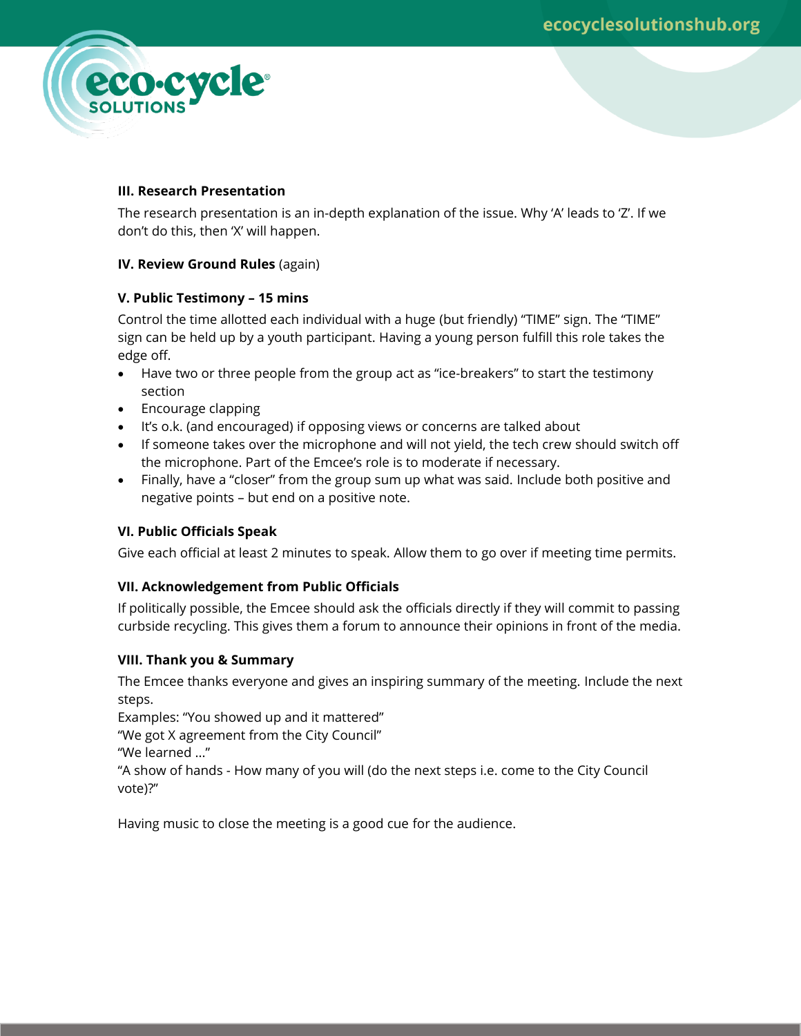**III. Research Presentation**

The research presentation is an in-depth explanation of the issue. Why 'A' leads to 'Z'. If we don't do this, then 'X' will happen.

**IV. Review Ground Rules** (again)

**V. Public Testimony – 15 mins**

Control the time allotted each individual with a huge (but friendly) "TIME" sign. The "TIME" sign can be held up by a youth participant. Having a young person fulfill this role takes the edge off.

- Have two or three people from the group act as "ice-breakers" to start the testimony section
- Encourage clapping
- It's o.k. (and encouraged) if opposing views or concerns are talked about
- If someone takes over the microphone and will not yield, the tech crew should switch off the microphone. Part of the Emcee's role is to moderate if necessary.
- Finally, have a "closer" from the group sum up what was said. Include both positive and negative points – but end on a positive note.

**VI. Public Officials Speak**

Give each official at least 2 minutes to speak. Allow them to go over if meeting time permits.

**VII. Acknowledgement from Public Officials**

If politically possible, the Emcee should ask the officials directly if they will commit to passing curbside recycling. This gives them a forum to announce their opinions in front of the media.

**VIII. Thank you & Summary**

The Emcee thanks everyone and gives an inspiring summary of the meeting. Include the next steps.
Examples: "You showed up and it mattered"
"We got X agreement from the City Council"
"We learned ..."
"A show of hands - How many of you will (do the next steps i.e. come to the City Council vote)?"

Having music to close the meeting is a good cue for the audience.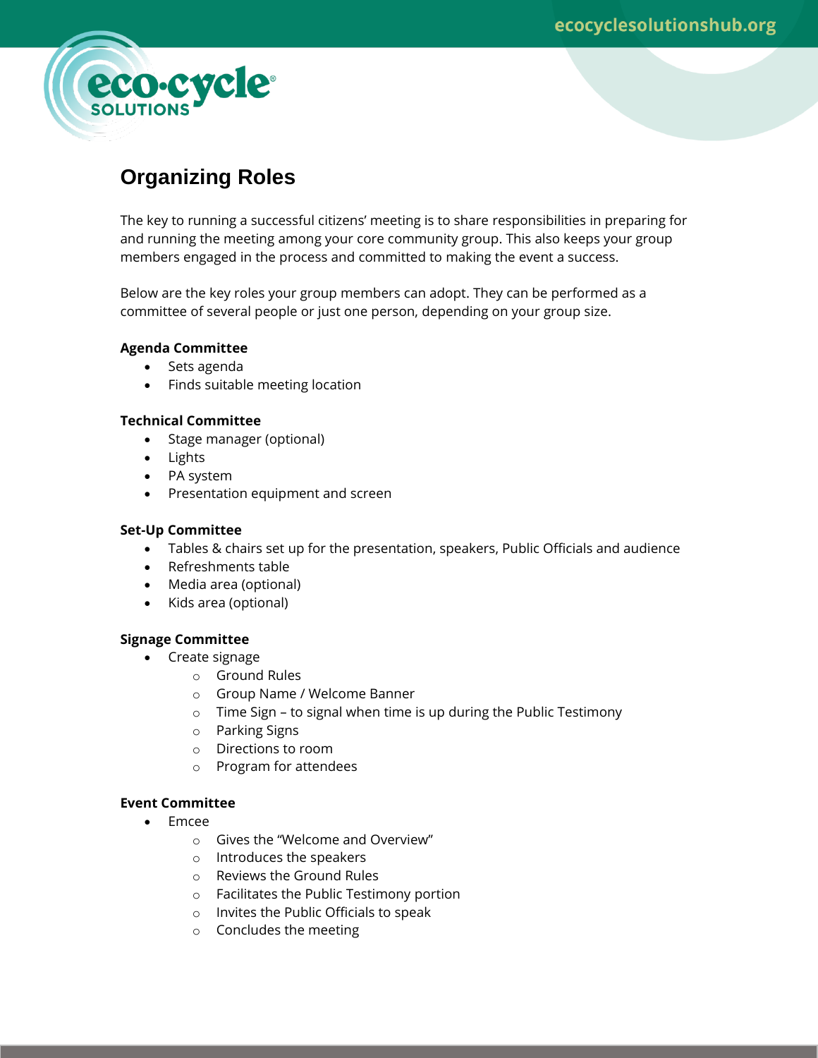# Organizing Roles

The key to running a successful citizens' meeting is to share responsibilities in preparing for and running the meeting among your core community group. This also keeps your group members engaged in the process and committed to making the event a success.

Below are the key roles your group members can adopt. They can be performed as a committee of several people or just one person, depending on your group size.

**Agenda Committee**

- Sets agenda
- Finds suitable meeting location

**Technical Committee**

- Stage manager (optional)
- Lights
- PA system
- Presentation equipment and screen

**Set-Up Committee**

- Tables & chairs set up for the presentation, speakers, Public Officials and audience
- Refreshments table
- Media area (optional)
- Kids area (optional)

**Signage Committee**

- Create signage
    - Ground Rules
    - Group Name / Welcome Banner
    - Time Sign – to signal when time is up during the Public Testimony
    - Parking Signs
    - Directions to room
    - Program for attendees

**Event Committee**

- Emcee
    - Gives the "Welcome and Overview"
    - Introduces the speakers
    - Reviews the Ground Rules
    - Facilitates the Public Testimony portion
    - Invites the Public Officials to speak
    - Concludes the meeting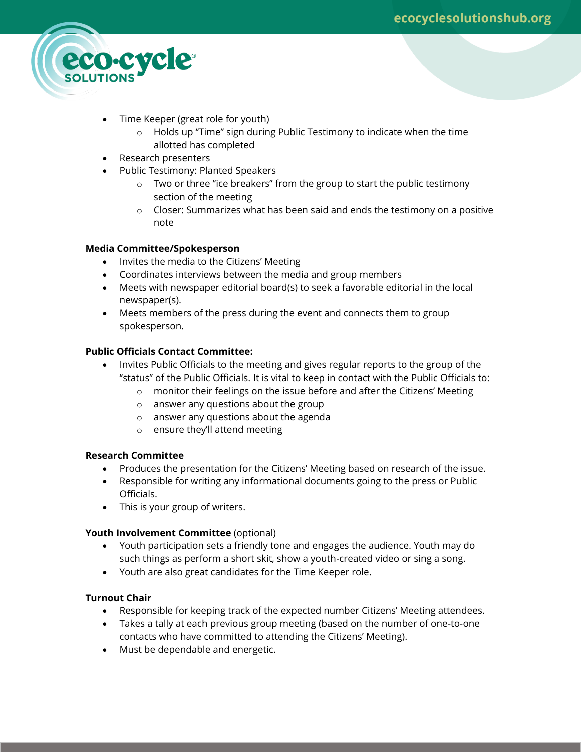- Time Keeper (great role for youth)
    - Holds up “Time” sign during Public Testimony to indicate when the time allotted has completed
- Research presenters
- Public Testimony: Planted Speakers
    - Two or three “ice breakers” from the group to start the public testimony section of the meeting
    - Closer: Summarizes what has been said and ends the testimony on a positive note

**Media Committee/Spokesperson**

- Invites the media to the Citizens’ Meeting
- Coordinates interviews between the media and group members
- Meets with newspaper editorial board(s) to seek a favorable editorial in the local newspaper(s).
- Meets members of the press during the event and connects them to group spokesperson.

**Public Officials Contact Committee:**

- Invites Public Officials to the meeting and gives regular reports to the group of the “status” of the Public Officials. It is vital to keep in contact with the Public Officials to:
    - monitor their feelings on the issue before and after the Citizens’ Meeting
    - answer any questions about the group
    - answer any questions about the agenda
    - ensure they’ll attend meeting

**Research Committee**

- Produces the presentation for the Citizens’ Meeting based on research of the issue.
- Responsible for writing any informational documents going to the press or Public Officials.
- This is your group of writers.

**Youth Involvement Committee** (optional)

- Youth participation sets a friendly tone and engages the audience. Youth may do such things as perform a short skit, show a youth-created video or sing a song.
- Youth are also great candidates for the Time Keeper role.

**Turnout Chair**

- Responsible for keeping track of the expected number Citizens’ Meeting attendees.
- Takes a tally at each previous group meeting (based on the number of one-to-one contacts who have committed to attending the Citizens’ Meeting).
- Must be dependable and energetic.